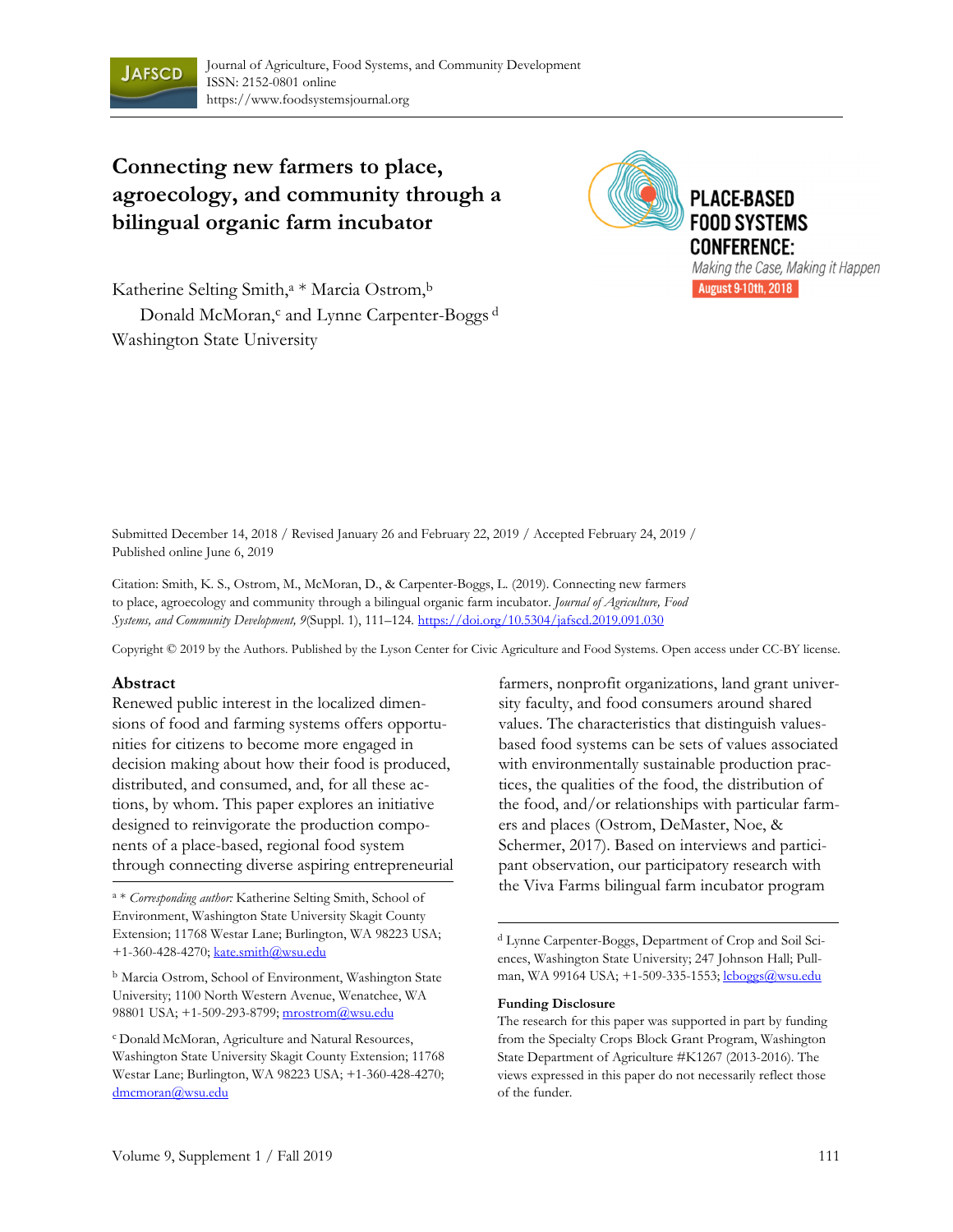Journal of Agriculture, Food Systems, and Community Development
ISSN: 2152-0801 online
https://www.foodsystemsjournal.org

# Connecting new farmers to place, agroecology, and community through a bilingual organic farm incubator

PLACE-BASED FOOD SYSTEMS CONFERENCE: *Making the Case, Making it Happen* August 9-10th, 2018

Katherine Selting Smith,[a] * Marcia Ostrom,[b] Donald McMoran,[c] and Lynne Carpenter-Boggs [d]
Washington State University

Submitted December 14, 2018 / Revised January 26 and February 22, 2019 / Accepted February 24, 2019 / Published online June 6, 2019

Citation: Smith, K. S., Ostrom, M., McMoran, D., & Carpenter-Boggs, L. (2019). Connecting new farmers to place, agroecology and community through a bilingual organic farm incubator. *Journal of Agriculture, Food Systems, and Community Development, 9*(Suppl. 1), 111–124. https://doi.org/10.5304/jafscd.2019.091.030

Copyright © 2019 by the Authors. Published by the Lyson Center for Civic Agriculture and Food Systems. Open access under CC-BY license.

## Abstract

Renewed public interest in the localized dimensions of food and farming systems offers opportunities for citizens to become more engaged in decision making about how their food is produced, distributed, and consumed, and, for all these actions, by whom. This paper explores an initiative designed to reinvigorate the production components of a place-based, regional food system through connecting diverse aspiring entrepreneurial farmers, nonprofit organizations, land grant university faculty, and food consumers around shared values. The characteristics that distinguish values-based food systems can be sets of values associated with environmentally sustainable production practices, the qualities of the food, the distribution of the food, and/or relationships with particular farmers and places (Ostrom, DeMaster, Noe, & Schermer, 2017). Based on interviews and participant observation, our participatory research with the Viva Farms bilingual farm incubator program

[a] * *Corresponding author:* Katherine Selting Smith, School of Environment, Washington State University Skagit County Extension; 11768 Westar Lane; Burlington, WA 98223 USA; +1-360-428-4270; kate.smith@wsu.edu

[b] Marcia Ostrom, School of Environment, Washington State University; 1100 North Western Avenue, Wenatchee, WA 98801 USA; +1-509-293-8799; mrostrom@wsu.edu

[c] Donald McMoran, Agriculture and Natural Resources, Washington State University Skagit County Extension; 11768 Westar Lane; Burlington, WA 98223 USA; +1-360-428-4270; dmcmoran@wsu.edu

[d] Lynne Carpenter-Boggs, Department of Crop and Soil Sciences, Washington State University; 247 Johnson Hall; Pullman, WA 99164 USA; +1-509-335-1553; lcboggs@wsu.edu

**Funding Disclosure**

The research for this paper was supported in part by funding from the Specialty Crops Block Grant Program, Washington State Department of Agriculture #K1267 (2013-2016). The views expressed in this paper do not necessarily reflect those of the funder.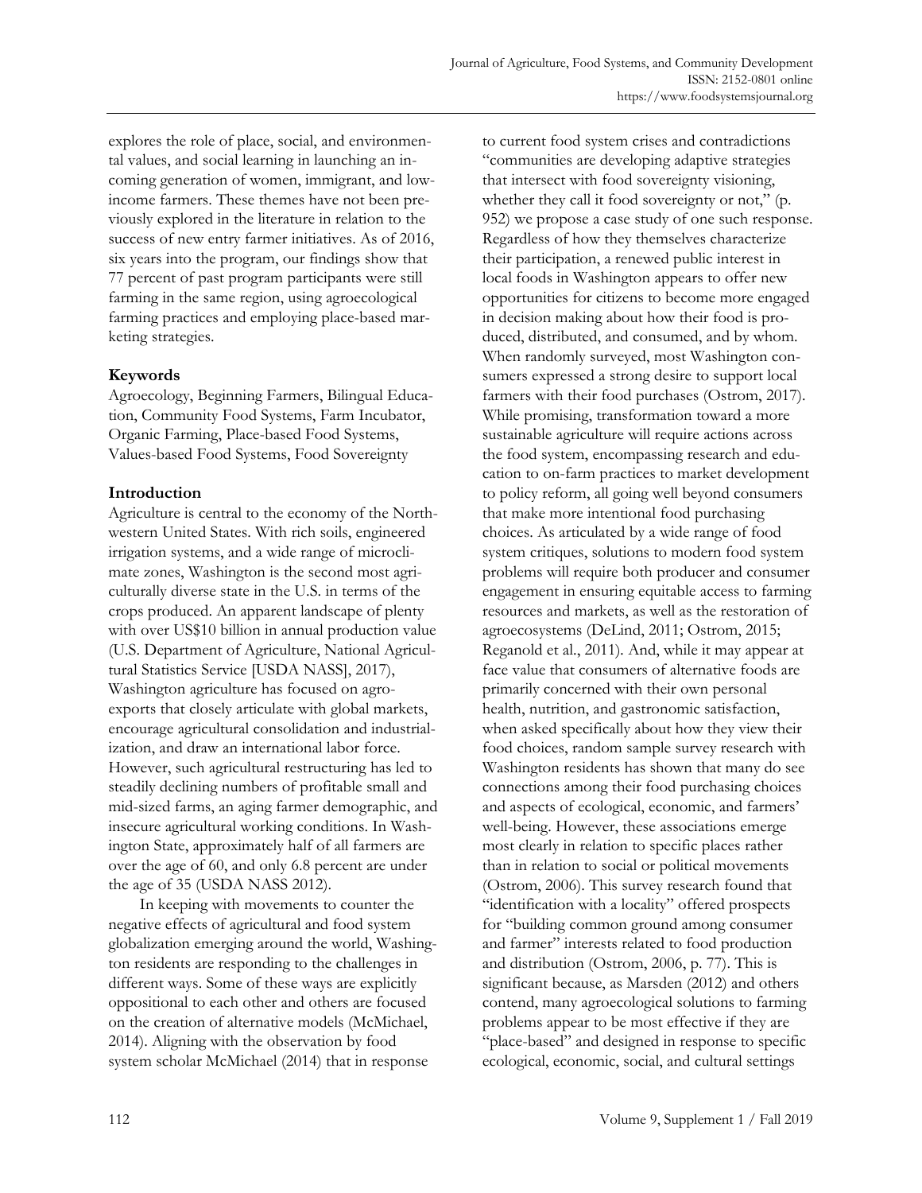explores the role of place, social, and environmental values, and social learning in launching an incoming generation of women, immigrant, and low-income farmers. These themes have not been previously explored in the literature in relation to the success of new entry farmer initiatives. As of 2016, six years into the program, our findings show that 77 percent of past program participants were still farming in the same region, using agroecological farming practices and employing place-based marketing strategies.

### Keywords

Agroecology, Beginning Farmers, Bilingual Education, Community Food Systems, Farm Incubator, Organic Farming, Place-based Food Systems, Values-based Food Systems, Food Sovereignty

## Introduction

Agriculture is central to the economy of the Northwestern United States. With rich soils, engineered irrigation systems, and a wide range of microclimate zones, Washington is the second most agriculturally diverse state in the U.S. in terms of the crops produced. An apparent landscape of plenty with over US$10 billion in annual production value (U.S. Department of Agriculture, National Agricultural Statistics Service [USDA NASS], 2017), Washington agriculture has focused on agro-exports that closely articulate with global markets, encourage agricultural consolidation and industrialization, and draw an international labor force. However, such agricultural restructuring has led to steadily declining numbers of profitable small and mid-sized farms, an aging farmer demographic, and insecure agricultural working conditions. In Washington State, approximately half of all farmers are over the age of 60, and only 6.8 percent are under the age of 35 (USDA NASS 2012).

In keeping with movements to counter the negative effects of agricultural and food system globalization emerging around the world, Washington residents are responding to the challenges in different ways. Some of these ways are explicitly oppositional to each other and others are focused on the creation of alternative models (McMichael, 2014). Aligning with the observation by food system scholar McMichael (2014) that in response to current food system crises and contradictions "communities are developing adaptive strategies that intersect with food sovereignty visioning, whether they call it food sovereignty or not," (p. 952) we propose a case study of one such response. Regardless of how they themselves characterize their participation, a renewed public interest in local foods in Washington appears to offer new opportunities for citizens to become more engaged in decision making about how their food is produced, distributed, and consumed, and by whom. When randomly surveyed, most Washington consumers expressed a strong desire to support local farmers with their food purchases (Ostrom, 2017). While promising, transformation toward a more sustainable agriculture will require actions across the food system, encompassing research and education to on-farm practices to market development to policy reform, all going well beyond consumers that make more intentional food purchasing choices. As articulated by a wide range of food system critiques, solutions to modern food system problems will require both producer and consumer engagement in ensuring equitable access to farming resources and markets, as well as the restoration of agroecosystems (DeLind, 2011; Ostrom, 2015; Reganold et al., 2011). And, while it may appear at face value that consumers of alternative foods are primarily concerned with their own personal health, nutrition, and gastronomic satisfaction, when asked specifically about how they view their food choices, random sample survey research with Washington residents has shown that many do see connections among their food purchasing choices and aspects of ecological, economic, and farmers' well-being. However, these associations emerge most clearly in relation to specific places rather than in relation to social or political movements (Ostrom, 2006). This survey research found that "identification with a locality" offered prospects for "building common ground among consumer and farmer" interests related to food production and distribution (Ostrom, 2006, p. 77). This is significant because, as Marsden (2012) and others contend, many agroecological solutions to farming problems appear to be most effective if they are "place-based" and designed in response to specific ecological, economic, social, and cultural settings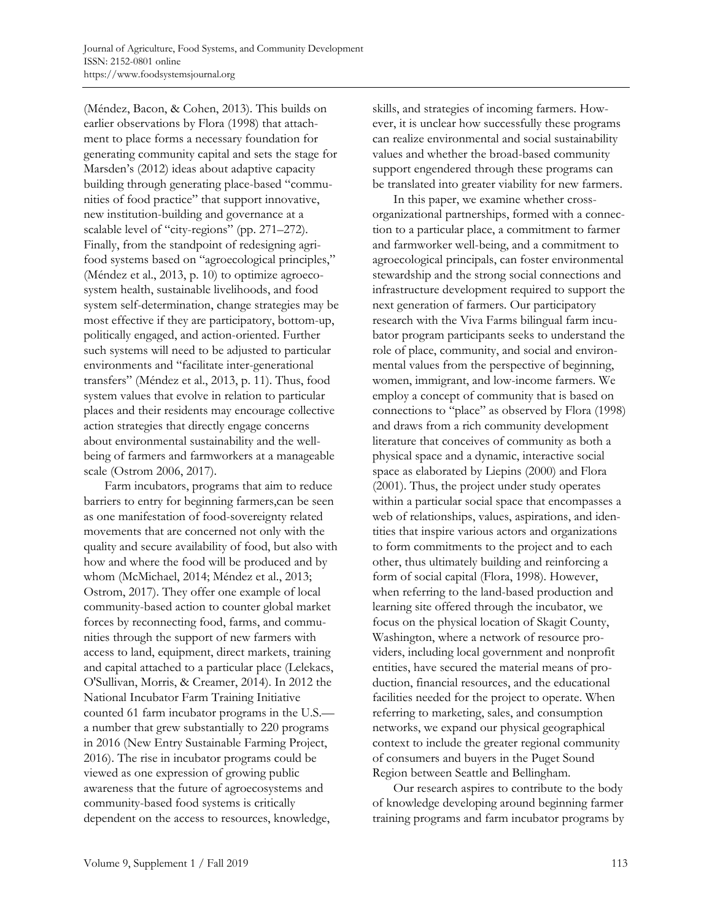(Méndez, Bacon, & Cohen, 2013). This builds on earlier observations by Flora (1998) that attachment to place forms a necessary foundation for generating community capital and sets the stage for Marsden's (2012) ideas about adaptive capacity building through generating place-based "communities of food practice" that support innovative, new institution-building and governance at a scalable level of "city-regions" (pp. 271–272). Finally, from the standpoint of redesigning agrifood systems based on "agroecological principles," (Méndez et al., 2013, p. 10) to optimize agroecosystem health, sustainable livelihoods, and food system self-determination, change strategies may be most effective if they are participatory, bottom-up, politically engaged, and action-oriented. Further such systems will need to be adjusted to particular environments and "facilitate inter-generational transfers" (Méndez et al., 2013, p. 11). Thus, food system values that evolve in relation to particular places and their residents may encourage collective action strategies that directly engage concerns about environmental sustainability and the well-being of farmers and farmworkers at a manageable scale (Ostrom 2006, 2017).

Farm incubators, programs that aim to reduce barriers to entry for beginning farmers,can be seen as one manifestation of food-sovereignty related movements that are concerned not only with the quality and secure availability of food, but also with how and where the food will be produced and by whom (McMichael, 2014; Méndez et al., 2013; Ostrom, 2017). They offer one example of local community-based action to counter global market forces by reconnecting food, farms, and communities through the support of new farmers with access to land, equipment, direct markets, training and capital attached to a particular place (Lelekacs, O'Sullivan, Morris, & Creamer, 2014). In 2012 the National Incubator Farm Training Initiative counted 61 farm incubator programs in the U.S.—a number that grew substantially to 220 programs in 2016 (New Entry Sustainable Farming Project, 2016). The rise in incubator programs could be viewed as one expression of growing public awareness that the future of agroecosystems and community-based food systems is critically dependent on the access to resources, knowledge, skills, and strategies of incoming farmers. However, it is unclear how successfully these programs can realize environmental and social sustainability values and whether the broad-based community support engendered through these programs can be translated into greater viability for new farmers.

In this paper, we examine whether cross-organizational partnerships, formed with a connection to a particular place, a commitment to farmer and farmworker well-being, and a commitment to agroecological principals, can foster environmental stewardship and the strong social connections and infrastructure development required to support the next generation of farmers. Our participatory research with the Viva Farms bilingual farm incubator program participants seeks to understand the role of place, community, and social and environmental values from the perspective of beginning, women, immigrant, and low-income farmers. We employ a concept of community that is based on connections to "place" as observed by Flora (1998) and draws from a rich community development literature that conceives of community as both a physical space and a dynamic, interactive social space as elaborated by Liepins (2000) and Flora (2001). Thus, the project under study operates within a particular social space that encompasses a web of relationships, values, aspirations, and identities that inspire various actors and organizations to form commitments to the project and to each other, thus ultimately building and reinforcing a form of social capital (Flora, 1998). However, when referring to the land-based production and learning site offered through the incubator, we focus on the physical location of Skagit County, Washington, where a network of resource providers, including local government and nonprofit entities, have secured the material means of production, financial resources, and the educational facilities needed for the project to operate. When referring to marketing, sales, and consumption networks, we expand our physical geographical context to include the greater regional community of consumers and buyers in the Puget Sound Region between Seattle and Bellingham.

Our research aspires to contribute to the body of knowledge developing around beginning farmer training programs and farm incubator programs by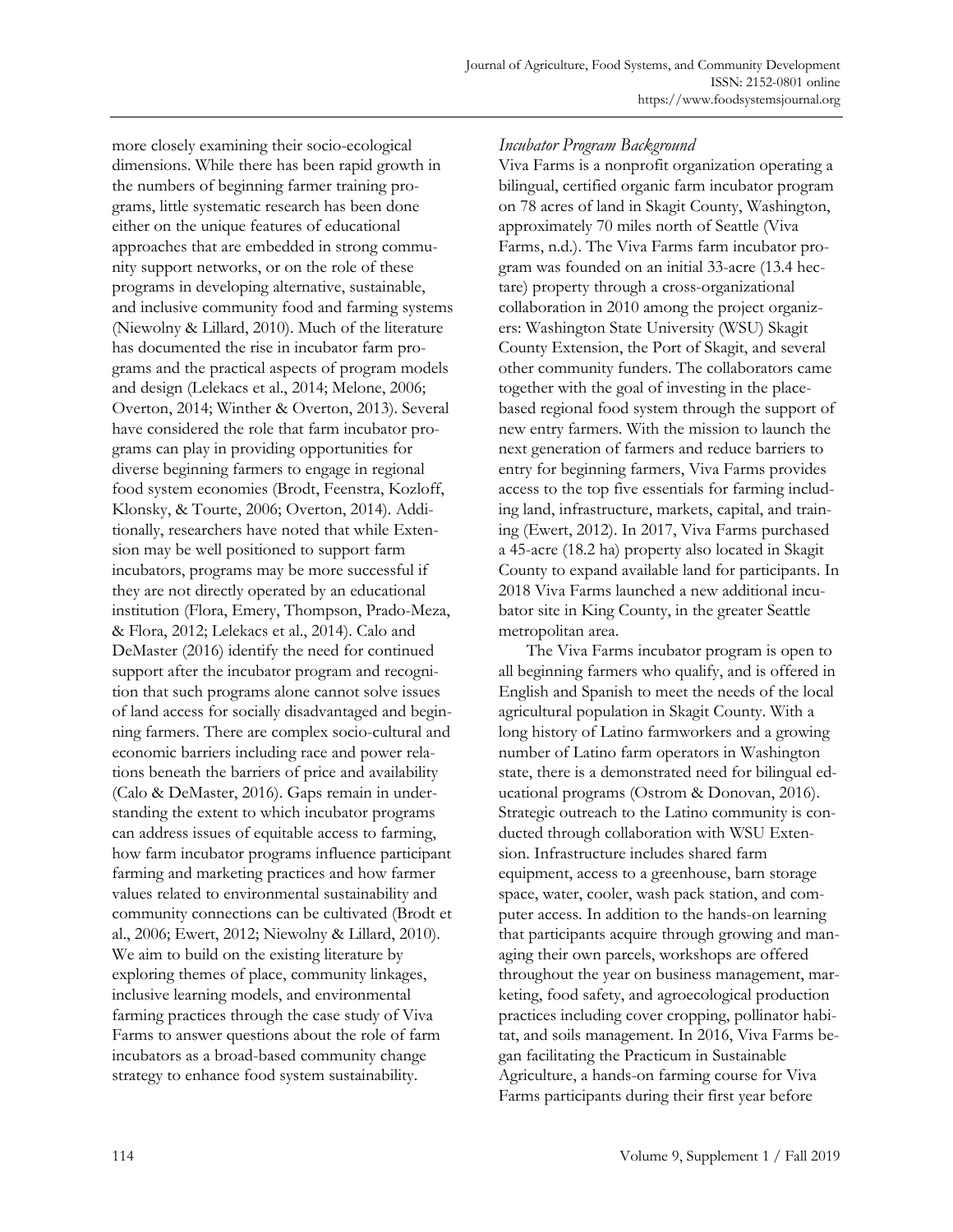more closely examining their socio-ecological dimensions. While there has been rapid growth in the numbers of beginning farmer training programs, little systematic research has been done either on the unique features of educational approaches that are embedded in strong community support networks, or on the role of these programs in developing alternative, sustainable, and inclusive community food and farming systems (Niewolny & Lillard, 2010). Much of the literature has documented the rise in incubator farm programs and the practical aspects of program models and design (Lelekacs et al., 2014; Melone, 2006; Overton, 2014; Winther & Overton, 2013). Several have considered the role that farm incubator programs can play in providing opportunities for diverse beginning farmers to engage in regional food system economies (Brodt, Feenstra, Kozloff, Klonsky, & Tourte, 2006; Overton, 2014). Additionally, researchers have noted that while Extension may be well positioned to support farm incubators, programs may be more successful if they are not directly operated by an educational institution (Flora, Emery, Thompson, Prado-Meza, & Flora, 2012; Lelekacs et al., 2014). Calo and DeMaster (2016) identify the need for continued support after the incubator program and recognition that such programs alone cannot solve issues of land access for socially disadvantaged and beginning farmers. There are complex socio-cultural and economic barriers including race and power relations beneath the barriers of price and availability (Calo & DeMaster, 2016). Gaps remain in understanding the extent to which incubator programs can address issues of equitable access to farming, how farm incubator programs influence participant farming and marketing practices and how farmer values related to environmental sustainability and community connections can be cultivated (Brodt et al., 2006; Ewert, 2012; Niewolny & Lillard, 2010). We aim to build on the existing literature by exploring themes of place, community linkages, inclusive learning models, and environmental farming practices through the case study of Viva Farms to answer questions about the role of farm incubators as a broad-based community change strategy to enhance food system sustainability.

### *Incubator Program Background*

Viva Farms is a nonprofit organization operating a bilingual, certified organic farm incubator program on 78 acres of land in Skagit County, Washington, approximately 70 miles north of Seattle (Viva Farms, n.d.). The Viva Farms farm incubator program was founded on an initial 33-acre (13.4 hectare) property through a cross-organizational collaboration in 2010 among the project organizers: Washington State University (WSU) Skagit County Extension, the Port of Skagit, and several other community funders. The collaborators came together with the goal of investing in the place-based regional food system through the support of new entry farmers. With the mission to launch the next generation of farmers and reduce barriers to entry for beginning farmers, Viva Farms provides access to the top five essentials for farming including land, infrastructure, markets, capital, and training (Ewert, 2012). In 2017, Viva Farms purchased a 45-acre (18.2 ha) property also located in Skagit County to expand available land for participants. In 2018 Viva Farms launched a new additional incubator site in King County, in the greater Seattle metropolitan area.

The Viva Farms incubator program is open to all beginning farmers who qualify, and is offered in English and Spanish to meet the needs of the local agricultural population in Skagit County. With a long history of Latino farmworkers and a growing number of Latino farm operators in Washington state, there is a demonstrated need for bilingual educational programs (Ostrom & Donovan, 2016). Strategic outreach to the Latino community is conducted through collaboration with WSU Extension. Infrastructure includes shared farm equipment, access to a greenhouse, barn storage space, water, cooler, wash pack station, and computer access. In addition to the hands-on learning that participants acquire through growing and managing their own parcels, workshops are offered throughout the year on business management, marketing, food safety, and agroecological production practices including cover cropping, pollinator habitat, and soils management. In 2016, Viva Farms began facilitating the Practicum in Sustainable Agriculture, a hands-on farming course for Viva Farms participants during their first year before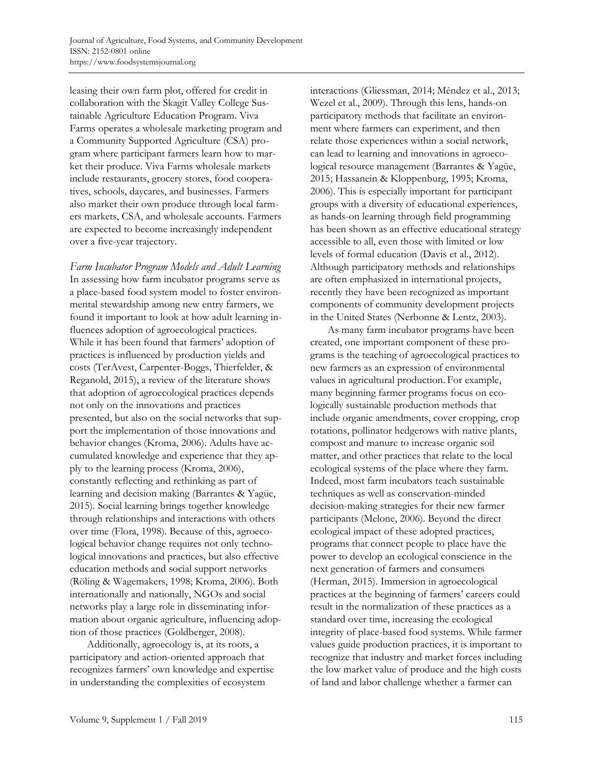leasing their own farm plot, offered for credit in collaboration with the Skagit Valley College Sustainable Agriculture Education Program. Viva Farms operates a wholesale marketing program and a Community Supported Agriculture (CSA) program where participant farmers learn how to market their produce. Viva Farms wholesale markets include restaurants, grocery stores, food cooperatives, schools, daycares, and businesses. Farmers also market their own produce through local farmers markets, CSA, and wholesale accounts. Farmers are expected to become increasingly independent over a five-year trajectory.

*Farm Incubator Program Models and Adult Learning*

In assessing how farm incubator programs serve as a place-based food system model to foster environmental stewardship among new entry farmers, we found it important to look at how adult learning influences adoption of agroecological practices. While it has been found that farmers' adoption of practices is influenced by production yields and costs (TerAvest, Carpenter-Boggs, Thierfelder, & Reganold, 2015), a review of the literature shows that adoption of agroecological practices depends not only on the innovations and practices presented, but also on the social networks that support the implementation of those innovations and behavior changes (Kroma, 2006). Adults have accumulated knowledge and experience that they apply to the learning process (Kroma, 2006), constantly reflecting and rethinking as part of learning and decision making (Barrantes & Yagüe, 2015). Social learning brings together knowledge through relationships and interactions with others over time (Flora, 1998). Because of this, agroecological behavior change requires not only technological innovations and practices, but also effective education methods and social support networks (Röling & Wagemakers, 1998; Kroma, 2006). Both internationally and nationally, NGOs and social networks play a large role in disseminating information about organic agriculture, influencing adoption of those practices (Goldberger, 2008).

Additionally, agroecology is, at its roots, a participatory and action-oriented approach that recognizes farmers' own knowledge and expertise in understanding the complexities of ecosystem interactions (Gliessman, 2014; Méndez et al., 2013; Wezel et al., 2009). Through this lens, hands-on participatory methods that facilitate an environment where farmers can experiment, and then relate those experiences within a social network, can lead to learning and innovations in agroecological resource management (Barrantes & Yagüe, 2015; Hassanein & Kloppenburg, 1995; Kroma, 2006). This is especially important for participant groups with a diversity of educational experiences, as hands-on learning through field programming has been shown as an effective educational strategy accessible to all, even those with limited or low levels of formal education (Davis et al., 2012). Although participatory methods and relationships are often emphasized in international projects, recently they have been recognized as important components of community development projects in the United States (Nerbonne & Lentz, 2003).

As many farm incubator programs have been created, one important component of these programs is the teaching of agroecological practices to new farmers as an expression of environmental values in agricultural production. For example, many beginning farmer programs focus on ecologically sustainable production methods that include organic amendments, cover cropping, crop rotations, pollinator hedgerows with native plants, compost and manure to increase organic soil matter, and other practices that relate to the local ecological systems of the place where they farm. Indeed, most farm incubators teach sustainable techniques as well as conservation-minded decision-making strategies for their new farmer participants (Melone, 2006). Beyond the direct ecological impact of these adopted practices, programs that connect people to place have the power to develop an ecological conscience in the next generation of farmers and consumers (Herman, 2015). Immersion in agroecological practices at the beginning of farmers' careers could result in the normalization of these practices as a standard over time, increasing the ecological integrity of place-based food systems. While farmer values guide production practices, it is important to recognize that industry and market forces including the low market value of produce and the high costs of land and labor challenge whether a farmer can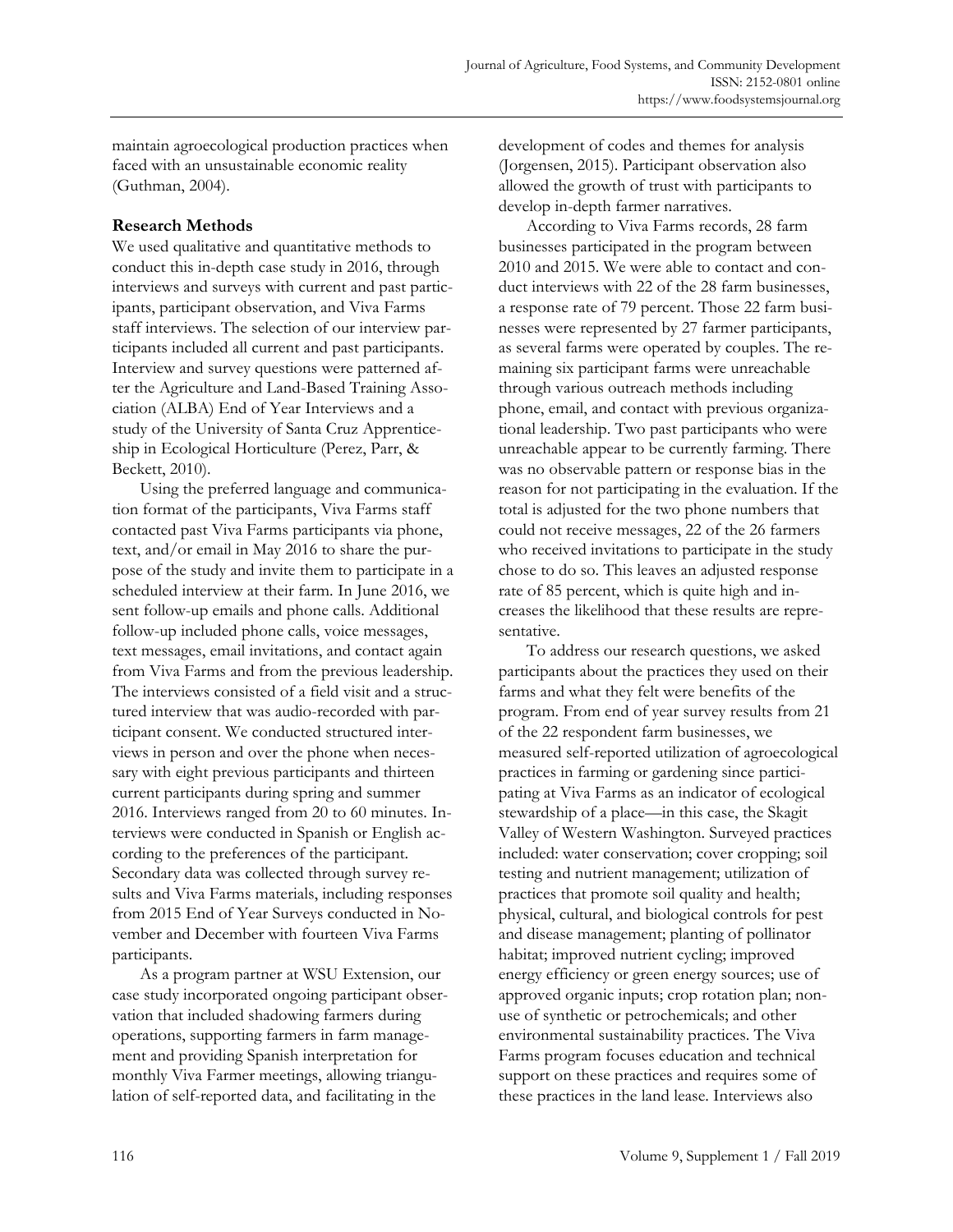maintain agroecological production practices when faced with an unsustainable economic reality (Guthman, 2004).

## Research Methods

We used qualitative and quantitative methods to conduct this in-depth case study in 2016, through interviews and surveys with current and past participants, participant observation, and Viva Farms staff interviews. The selection of our interview participants included all current and past participants. Interview and survey questions were patterned after the Agriculture and Land-Based Training Association (ALBA) End of Year Interviews and a study of the University of Santa Cruz Apprenticeship in Ecological Horticulture (Perez, Parr, & Beckett, 2010).

Using the preferred language and communication format of the participants, Viva Farms staff contacted past Viva Farms participants via phone, text, and/or email in May 2016 to share the purpose of the study and invite them to participate in a scheduled interview at their farm. In June 2016, we sent follow-up emails and phone calls. Additional follow-up included phone calls, voice messages, text messages, email invitations, and contact again from Viva Farms and from the previous leadership. The interviews consisted of a field visit and a structured interview that was audio-recorded with participant consent. We conducted structured interviews in person and over the phone when necessary with eight previous participants and thirteen current participants during spring and summer 2016. Interviews ranged from 20 to 60 minutes. Interviews were conducted in Spanish or English according to the preferences of the participant. Secondary data was collected through survey results and Viva Farms materials, including responses from 2015 End of Year Surveys conducted in November and December with fourteen Viva Farms participants.

As a program partner at WSU Extension, our case study incorporated ongoing participant observation that included shadowing farmers during operations, supporting farmers in farm management and providing Spanish interpretation for monthly Viva Farmer meetings, allowing triangulation of self-reported data, and facilitating in the development of codes and themes for analysis (Jorgensen, 2015). Participant observation also allowed the growth of trust with participants to develop in-depth farmer narratives.

According to Viva Farms records, 28 farm businesses participated in the program between 2010 and 2015. We were able to contact and conduct interviews with 22 of the 28 farm businesses, a response rate of 79 percent. Those 22 farm businesses were represented by 27 farmer participants, as several farms were operated by couples. The remaining six participant farms were unreachable through various outreach methods including phone, email, and contact with previous organizational leadership. Two past participants who were unreachable appear to be currently farming. There was no observable pattern or response bias in the reason for not participating in the evaluation. If the total is adjusted for the two phone numbers that could not receive messages, 22 of the 26 farmers who received invitations to participate in the study chose to do so. This leaves an adjusted response rate of 85 percent, which is quite high and increases the likelihood that these results are representative.

To address our research questions, we asked participants about the practices they used on their farms and what they felt were benefits of the program. From end of year survey results from 21 of the 22 respondent farm businesses, we measured self-reported utilization of agroecological practices in farming or gardening since participating at Viva Farms as an indicator of ecological stewardship of a place—in this case, the Skagit Valley of Western Washington. Surveyed practices included: water conservation; cover cropping; soil testing and nutrient management; utilization of practices that promote soil quality and health; physical, cultural, and biological controls for pest and disease management; planting of pollinator habitat; improved nutrient cycling; improved energy efficiency or green energy sources; use of approved organic inputs; crop rotation plan; non-use of synthetic or petrochemicals; and other environmental sustainability practices. The Viva Farms program focuses education and technical support on these practices and requires some of these practices in the land lease. Interviews also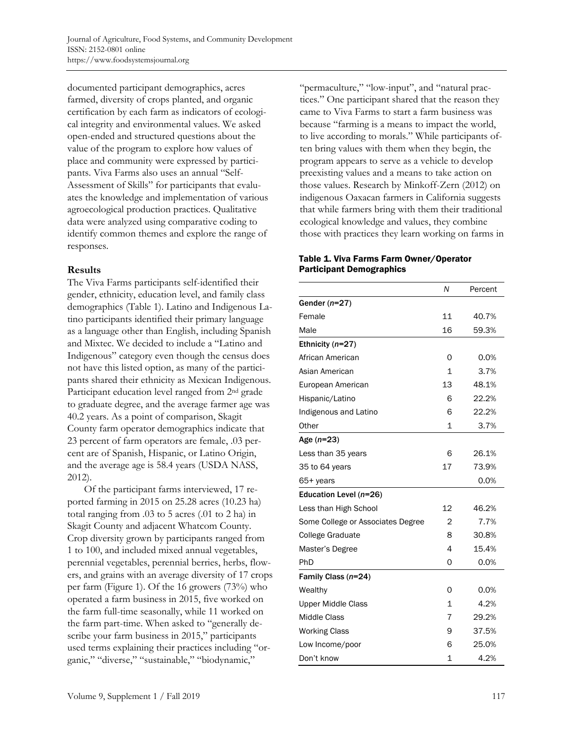documented participant demographics, acres farmed, diversity of crops planted, and organic certification by each farm as indicators of ecological integrity and environmental values. We asked open-ended and structured questions about the value of the program to explore how values of place and community were expressed by participants. Viva Farms also uses an annual "Self-Assessment of Skills" for participants that evaluates the knowledge and implementation of various agroecological production practices. Qualitative data were analyzed using comparative coding to identify common themes and explore the range of responses.

## Results

The Viva Farms participants self-identified their gender, ethnicity, education level, and family class demographics (Table 1). Latino and Indigenous Latino participants identified their primary language as a language other than English, including Spanish and Mixtec. We decided to include a "Latino and Indigenous" category even though the census does not have this listed option, as many of the participants shared their ethnicity as Mexican Indigenous. Participant education level ranged from 2nd grade to graduate degree, and the average farmer age was 40.2 years. As a point of comparison, Skagit County farm operator demographics indicate that 23 percent of farm operators are female, .03 percent are of Spanish, Hispanic, or Latino Origin, and the average age is 58.4 years (USDA NASS, 2012).

Of the participant farms interviewed, 17 reported farming in 2015 on 25.28 acres (10.23 ha) total ranging from .03 to 5 acres (.01 to 2 ha) in Skagit County and adjacent Whatcom County. Crop diversity grown by participants ranged from 1 to 100, and included mixed annual vegetables, perennial vegetables, perennial berries, herbs, flowers, and grains with an average diversity of 17 crops per farm (Figure 1). Of the 16 growers (73%) who operated a farm business in 2015, five worked on the farm full-time seasonally, while 11 worked on the farm part-time. When asked to "generally describe your farm business in 2015," participants used terms explaining their practices including "organic," "diverse," "sustainable," "biodynamic," "permaculture," "low-input", and "natural practices." One participant shared that the reason they came to Viva Farms to start a farm business was because "farming is a means to impact the world, to live according to morals." While participants often bring values with them when they begin, the program appears to serve as a vehicle to develop preexisting values and a means to take action on those values. Research by Minkoff-Zern (2012) on indigenous Oaxacan farmers in California suggests that while farmers bring with them their traditional ecological knowledge and values, they combine those with practices they learn working on farms in

**Table 1. Viva Farms Farm Owner/Operator Participant Demographics**

| | *N* | Percent |
|---|---|---|
| **Gender (*n*=27)** | | |
| Female | 11 | 40.7% |
| Male | 16 | 59.3% |
| **Ethnicity (*n*=27)** | | |
| African American | 0 | 0.0% |
| Asian American | 1 | 3.7% |
| European American | 13 | 48.1% |
| Hispanic/Latino | 6 | 22.2% |
| Indigenous and Latino | 6 | 22.2% |
| Other | 1 | 3.7% |
| **Age (*n*=23)** | | |
| Less than 35 years | 6 | 26.1% |
| 35 to 64 years | 17 | 73.9% |
| 65+ years | | 0.0% |
| **Education Level (*n*=26)** | | |
| Less than High School | 12 | 46.2% |
| Some College or Associates Degree | 2 | 7.7% |
| College Graduate | 8 | 30.8% |
| Master's Degree | 4 | 15.4% |
| PhD | 0 | 0.0% |
| **Family Class (*n*=24)** | | |
| Wealthy | 0 | 0.0% |
| Upper Middle Class | 1 | 4.2% |
| Middle Class | 7 | 29.2% |
| Working Class | 9 | 37.5% |
| Low Income/poor | 6 | 25.0% |
| Don't know | 1 | 4.2% |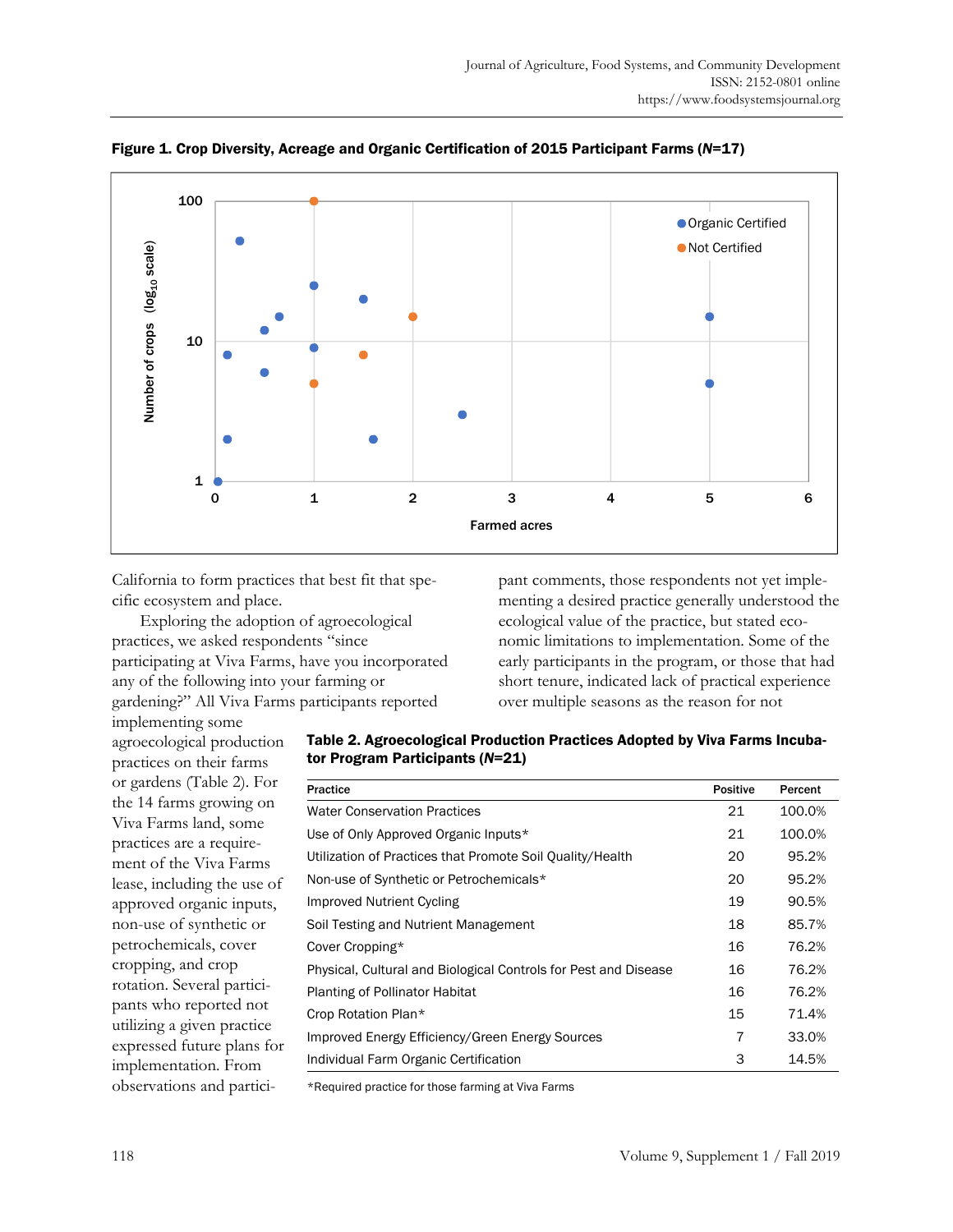**Figure 1. Crop Diversity, Acreage and Organic Certification of 2015 Participant Farms (*N*=17)**

California to form practices that best fit that specific ecosystem and place.

Exploring the adoption of agroecological practices, we asked respondents "since participating at Viva Farms, have you incorporated any of the following into your farming or gardening?" All Viva Farms participants reported implementing some agroecological production practices on their farms or gardens (Table 2). For the 14 farms growing on Viva Farms land, some practices are a requirement of the Viva Farms lease, including the use of approved organic inputs, non-use of synthetic or petrochemicals, cover cropping, and crop rotation. Several participants who reported not utilizing a given practice expressed future plans for implementation. From observations and participant comments, those respondents not yet implementing a desired practice generally understood the ecological value of the practice, but stated economic limitations to implementation. Some of the early participants in the program, or those that had short tenure, indicated lack of practical experience over multiple seasons as the reason for not

**Table 2. Agroecological Production Practices Adopted by Viva Farms Incubator Program Participants (*N*=21)**

| Practice | Positive | Percent |
|---|---|---|
| Water Conservation Practices | 21 | 100.0% |
| Use of Only Approved Organic Inputs* | 21 | 100.0% |
| Utilization of Practices that Promote Soil Quality/Health | 20 | 95.2% |
| Non-use of Synthetic or Petrochemicals* | 20 | 95.2% |
| Improved Nutrient Cycling | 19 | 90.5% |
| Soil Testing and Nutrient Management | 18 | 85.7% |
| Cover Cropping* | 16 | 76.2% |
| Physical, Cultural and Biological Controls for Pest and Disease | 16 | 76.2% |
| Planting of Pollinator Habitat | 16 | 76.2% |
| Crop Rotation Plan* | 15 | 71.4% |
| Improved Energy Efficiency/Green Energy Sources | 7 | 33.0% |
| Individual Farm Organic Certification | 3 | 14.5% |

*Required practice for those farming at Viva Farms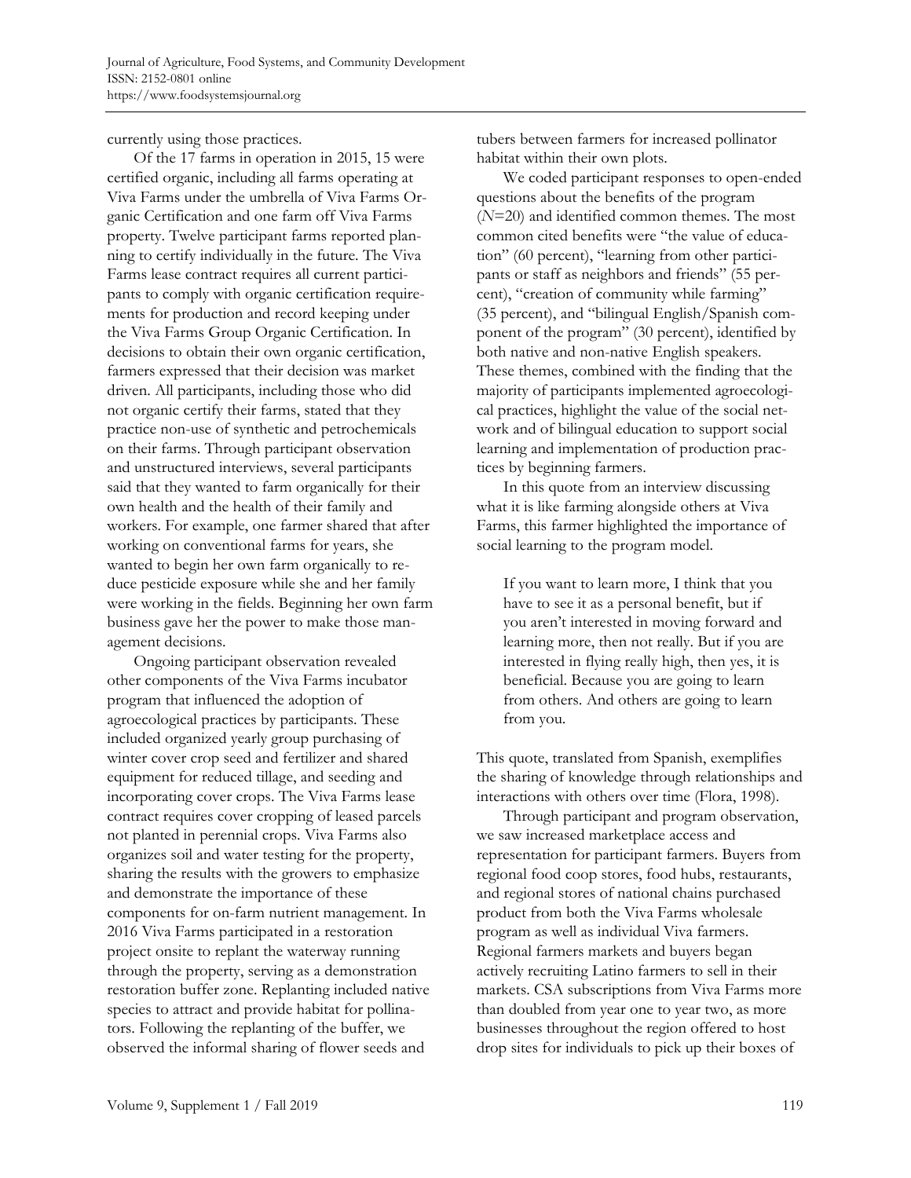currently using those practices.

Of the 17 farms in operation in 2015, 15 were certified organic, including all farms operating at Viva Farms under the umbrella of Viva Farms Organic Certification and one farm off Viva Farms property. Twelve participant farms reported planning to certify individually in the future. The Viva Farms lease contract requires all current participants to comply with organic certification requirements for production and record keeping under the Viva Farms Group Organic Certification. In decisions to obtain their own organic certification, farmers expressed that their decision was market driven. All participants, including those who did not organic certify their farms, stated that they practice non-use of synthetic and petrochemicals on their farms. Through participant observation and unstructured interviews, several participants said that they wanted to farm organically for their own health and the health of their family and workers. For example, one farmer shared that after working on conventional farms for years, she wanted to begin her own farm organically to reduce pesticide exposure while she and her family were working in the fields. Beginning her own farm business gave her the power to make those management decisions.

Ongoing participant observation revealed other components of the Viva Farms incubator program that influenced the adoption of agroecological practices by participants. These included organized yearly group purchasing of winter cover crop seed and fertilizer and shared equipment for reduced tillage, and seeding and incorporating cover crops. The Viva Farms lease contract requires cover cropping of leased parcels not planted in perennial crops. Viva Farms also organizes soil and water testing for the property, sharing the results with the growers to emphasize and demonstrate the importance of these components for on-farm nutrient management. In 2016 Viva Farms participated in a restoration project onsite to replant the waterway running through the property, serving as a demonstration restoration buffer zone. Replanting included native species to attract and provide habitat for pollinators. Following the replanting of the buffer, we observed the informal sharing of flower seeds and tubers between farmers for increased pollinator habitat within their own plots.

We coded participant responses to open-ended questions about the benefits of the program (*N*=20) and identified common themes. The most common cited benefits were "the value of education" (60 percent), "learning from other participants or staff as neighbors and friends" (55 percent), "creation of community while farming" (35 percent), and "bilingual English/Spanish component of the program" (30 percent), identified by both native and non-native English speakers. These themes, combined with the finding that the majority of participants implemented agroecological practices, highlight the value of the social network and of bilingual education to support social learning and implementation of production practices by beginning farmers.

In this quote from an interview discussing what it is like farming alongside others at Viva Farms, this farmer highlighted the importance of social learning to the program model.

> If you want to learn more, I think that you have to see it as a personal benefit, but if you aren't interested in moving forward and learning more, then not really. But if you are interested in flying really high, then yes, it is beneficial. Because you are going to learn from others. And others are going to learn from you.

This quote, translated from Spanish, exemplifies the sharing of knowledge through relationships and interactions with others over time (Flora, 1998).

Through participant and program observation, we saw increased marketplace access and representation for participant farmers. Buyers from regional food coop stores, food hubs, restaurants, and regional stores of national chains purchased product from both the Viva Farms wholesale program as well as individual Viva farmers. Regional farmers markets and buyers began actively recruiting Latino farmers to sell in their markets. CSA subscriptions from Viva Farms more than doubled from year one to year two, as more businesses throughout the region offered to host drop sites for individuals to pick up their boxes of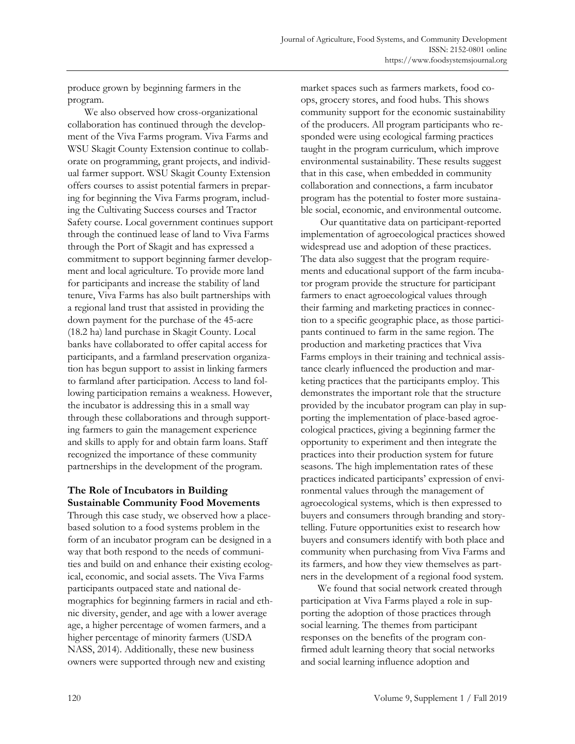produce grown by beginning farmers in the program.

We also observed how cross-organizational collaboration has continued through the development of the Viva Farms program. Viva Farms and WSU Skagit County Extension continue to collaborate on programming, grant projects, and individual farmer support. WSU Skagit County Extension offers courses to assist potential farmers in preparing for beginning the Viva Farms program, including the Cultivating Success courses and Tractor Safety course. Local government continues support through the continued lease of land to Viva Farms through the Port of Skagit and has expressed a commitment to support beginning farmer development and local agriculture. To provide more land for participants and increase the stability of land tenure, Viva Farms has also built partnerships with a regional land trust that assisted in providing the down payment for the purchase of the 45-acre (18.2 ha) land purchase in Skagit County. Local banks have collaborated to offer capital access for participants, and a farmland preservation organization has begun support to assist in linking farmers to farmland after participation. Access to land following participation remains a weakness. However, the incubator is addressing this in a small way through these collaborations and through supporting farmers to gain the management experience and skills to apply for and obtain farm loans. Staff recognized the importance of these community partnerships in the development of the program.

### The Role of Incubators in Building Sustainable Community Food Movements

Through this case study, we observed how a place-based solution to a food systems problem in the form of an incubator program can be designed in a way that both respond to the needs of communities and build on and enhance their existing ecological, economic, and social assets. The Viva Farms participants outpaced state and national demographics for beginning farmers in racial and ethnic diversity, gender, and age with a lower average age, a higher percentage of women farmers, and a higher percentage of minority farmers (USDA NASS, 2014). Additionally, these new business owners were supported through new and existing market spaces such as farmers markets, food co-ops, grocery stores, and food hubs. This shows community support for the economic sustainability of the producers. All program participants who responded were using ecological farming practices taught in the program curriculum, which improve environmental sustainability. These results suggest that in this case, when embedded in community collaboration and connections, a farm incubator program has the potential to foster more sustainable social, economic, and environmental outcome.

Our quantitative data on participant-reported implementation of agroecological practices showed widespread use and adoption of these practices. The data also suggest that the program requirements and educational support of the farm incubator program provide the structure for participant farmers to enact agroecological values through their farming and marketing practices in connection to a specific geographic place, as those participants continued to farm in the same region. The production and marketing practices that Viva Farms employs in their training and technical assistance clearly influenced the production and marketing practices that the participants employ. This demonstrates the important role that the structure provided by the incubator program can play in supporting the implementation of place-based agroecological practices, giving a beginning farmer the opportunity to experiment and then integrate the practices into their production system for future seasons. The high implementation rates of these practices indicated participants' expression of environmental values through the management of agroecological systems, which is then expressed to buyers and consumers through branding and storytelling. Future opportunities exist to research how buyers and consumers identify with both place and community when purchasing from Viva Farms and its farmers, and how they view themselves as partners in the development of a regional food system.

We found that social network created through participation at Viva Farms played a role in supporting the adoption of those practices through social learning. The themes from participant responses on the benefits of the program confirmed adult learning theory that social networks and social learning influence adoption and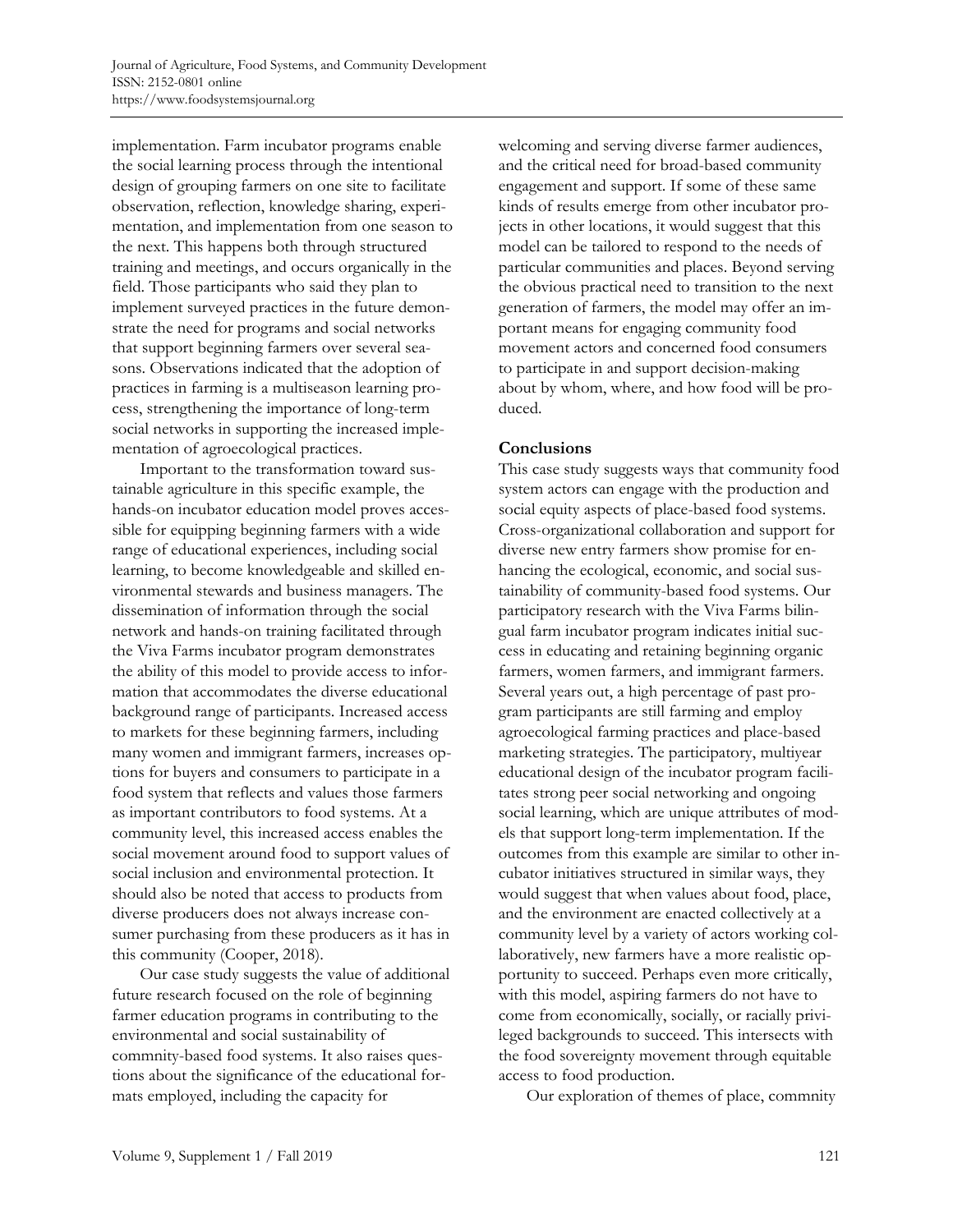implementation. Farm incubator programs enable the social learning process through the intentional design of grouping farmers on one site to facilitate observation, reflection, knowledge sharing, experimentation, and implementation from one season to the next. This happens both through structured training and meetings, and occurs organically in the field. Those participants who said they plan to implement surveyed practices in the future demonstrate the need for programs and social networks that support beginning farmers over several seasons. Observations indicated that the adoption of practices in farming is a multiseason learning process, strengthening the importance of long-term social networks in supporting the increased implementation of agroecological practices.

Important to the transformation toward sustainable agriculture in this specific example, the hands-on incubator education model proves accessible for equipping beginning farmers with a wide range of educational experiences, including social learning, to become knowledgeable and skilled environmental stewards and business managers. The dissemination of information through the social network and hands-on training facilitated through the Viva Farms incubator program demonstrates the ability of this model to provide access to information that accommodates the diverse educational background range of participants. Increased access to markets for these beginning farmers, including many women and immigrant farmers, increases options for buyers and consumers to participate in a food system that reflects and values those farmers as important contributors to food systems. At a community level, this increased access enables the social movement around food to support values of social inclusion and environmental protection. It should also be noted that access to products from diverse producers does not always increase consumer purchasing from these producers as it has in this community (Cooper, 2018).

Our case study suggests the value of additional future research focused on the role of beginning farmer education programs in contributing to the environmental and social sustainability of commnity-based food systems. It also raises questions about the significance of the educational formats employed, including the capacity for welcoming and serving diverse farmer audiences, and the critical need for broad-based community engagement and support. If some of these same kinds of results emerge from other incubator projects in other locations, it would suggest that this model can be tailored to respond to the needs of particular communities and places. Beyond serving the obvious practical need to transition to the next generation of farmers, the model may offer an important means for engaging community food movement actors and concerned food consumers to participate in and support decision-making about by whom, where, and how food will be produced.

## Conclusions

This case study suggests ways that community food system actors can engage with the production and social equity aspects of place-based food systems. Cross-organizational collaboration and support for diverse new entry farmers show promise for enhancing the ecological, economic, and social sustainability of community-based food systems. Our participatory research with the Viva Farms bilingual farm incubator program indicates initial success in educating and retaining beginning organic farmers, women farmers, and immigrant farmers. Several years out, a high percentage of past program participants are still farming and employ agroecological farming practices and place-based marketing strategies. The participatory, multiyear educational design of the incubator program facilitates strong peer social networking and ongoing social learning, which are unique attributes of models that support long-term implementation. If the outcomes from this example are similar to other incubator initiatives structured in similar ways, they would suggest that when values about food, place, and the environment are enacted collectively at a community level by a variety of actors working collaboratively, new farmers have a more realistic opportunity to succeed. Perhaps even more critically, with this model, aspiring farmers do not have to come from economically, socially, or racially privileged backgrounds to succeed. This intersects with the food sovereignty movement through equitable access to food production.

Our exploration of themes of place, commnity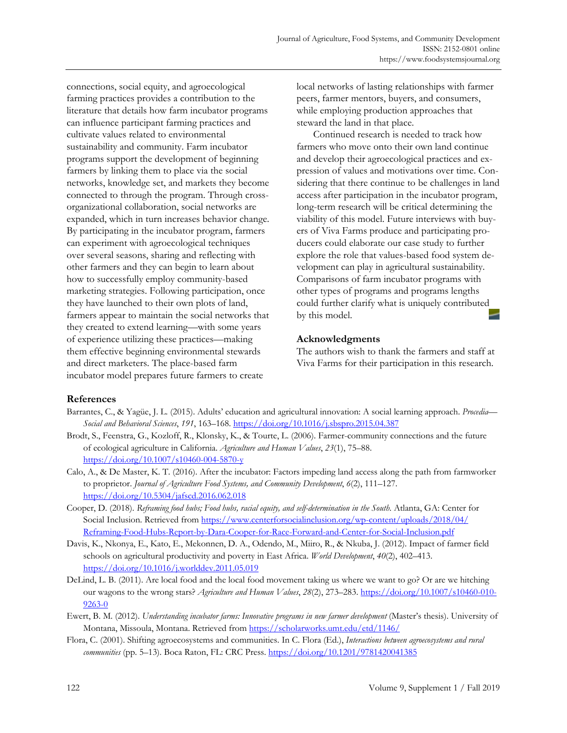connections, social equity, and agroecological farming practices provides a contribution to the literature that details how farm incubator programs can influence participant farming practices and cultivate values related to environmental sustainability and community. Farm incubator programs support the development of beginning farmers by linking them to place via the social networks, knowledge set, and markets they become connected to through the program. Through cross-organizational collaboration, social networks are expanded, which in turn increases behavior change. By participating in the incubator program, farmers can experiment with agroecological techniques over several seasons, sharing and reflecting with other farmers and they can begin to learn about how to successfully employ community-based marketing strategies. Following participation, once they have launched to their own plots of land, farmers appear to maintain the social networks that they created to extend learning—with some years of experience utilizing these practices—making them effective beginning environmental stewards and direct marketers. The place-based farm incubator model prepares future farmers to create local networks of lasting relationships with farmer peers, farmer mentors, buyers, and consumers, while employing production approaches that steward the land in that place.

Continued research is needed to track how farmers who move onto their own land continue and develop their agroecological practices and expression of values and motivations over time. Considering that there continue to be challenges in land access after participation in the incubator program, long-term research will be critical determining the viability of this model. Future interviews with buyers of Viva Farms produce and participating producers could elaborate our case study to further explore the role that values-based food system development can play in agricultural sustainability. Comparisons of farm incubator programs with other types of programs and programs lengths could further clarify what is uniquely contributed by this model.

## Acknowledgments

The authors wish to thank the farmers and staff at Viva Farms for their participation in this research.

## References

Barrantes, C., & Yagüe, J. L. (2015). Adults' education and agricultural innovation: A social learning approach. *Procedia—Social and Behavioral Sciences*, *191*, 163–168. https://doi.org/10.1016/j.sbspro.2015.04.387

Brodt, S., Feenstra, G., Kozloff, R., Klonsky, K., & Tourte, L. (2006). Farmer-community connections and the future of ecological agriculture in California. *Agriculture and Human Values*, *23*(1), 75–88. https://doi.org/10.1007/s10460-004-5870-y

Calo, A., & De Master, K. T. (2016). After the incubator: Factors impeding land access along the path from farmworker to proprietor. *Journal of Agriculture Food Systems, and Community Development*, *6*(2), 111–127. https://doi.org/10.5304/jafscd.2016.062.018

Cooper, D. (2018). *Reframing food hubs; Food hubs, racial equity, and self-determination in the South.* Atlanta, GA: Center for Social Inclusion. Retrieved from https://www.centerforsocialinclusion.org/wp-content/uploads/2018/04/Reframing-Food-Hubs-Report-by-Dara-Cooper-for-Race-Forward-and-Center-for-Social-Inclusion.pdf

Davis, K., Nkonya, E., Kato, E., Mekonnen, D. A., Odendo, M., Miiro, R., & Nkuba, J. (2012). Impact of farmer field schools on agricultural productivity and poverty in East Africa. *World Development*, *40*(2), 402–413. https://doi.org/10.1016/j.worlddev.2011.05.019

DeLind, L. B. (2011). Are local food and the local food movement taking us where we want to go? Or are we hitching our wagons to the wrong stars? *Agriculture and Human Values*, *28*(2), 273–283. https://doi.org/10.1007/s10460-010-9263-0

Ewert, B. M. (2012). *Understanding incubator farms: Innovative programs in new farmer development* (Master's thesis). University of Montana, Missoula, Montana. Retrieved from https://scholarworks.umt.edu/etd/1146/

Flora, C. (2001). Shifting agroecosystems and communities. In C. Flora (Ed.), *Interactions between agroecosystems and rural communities* (pp. 5–13). Boca Raton, FL: CRC Press. https://doi.org/10.1201/9781420041385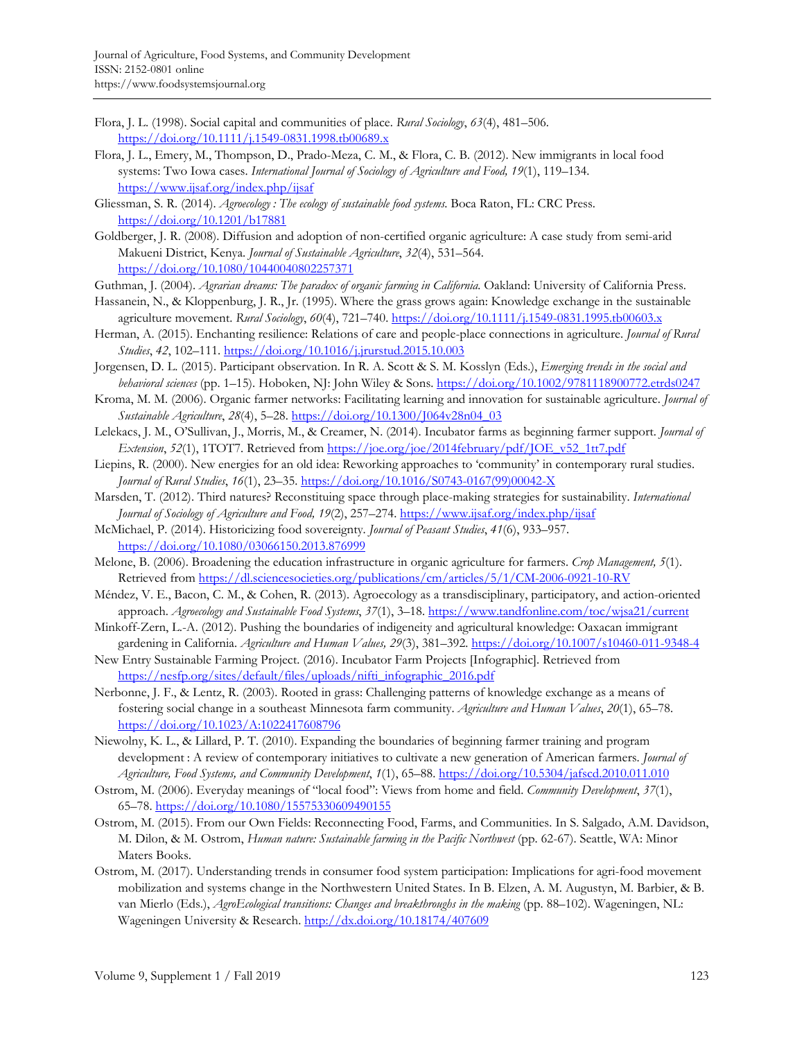Flora, J. L. (1998). Social capital and communities of place. *Rural Sociology*, *63*(4), 481–506. https://doi.org/10.1111/j.1549-0831.1998.tb00689.x

Flora, J. L., Emery, M., Thompson, D., Prado-Meza, C. M., & Flora, C. B. (2012). New immigrants in local food systems: Two Iowa cases. *International Journal of Sociology of Agriculture and Food, 19*(1), 119–134. https://www.ijsaf.org/index.php/ijsaf

Gliessman, S. R. (2014). *Agroecology : The ecology of sustainable food systems.* Boca Raton, FL: CRC Press. https://doi.org/10.1201/b17881

Goldberger, J. R. (2008). Diffusion and adoption of non-certified organic agriculture: A case study from semi-arid Makueni District, Kenya. *Journal of Sustainable Agriculture*, *32*(4), 531–564. https://doi.org/10.1080/10440040802257371

Guthman, J. (2004). *Agrarian dreams: The paradox of organic farming in California.* Oakland: University of California Press.

Hassanein, N., & Kloppenburg, J. R., Jr. (1995). Where the grass grows again: Knowledge exchange in the sustainable agriculture movement. *Rural Sociology*, *60*(4), 721–740. https://doi.org/10.1111/j.1549-0831.1995.tb00603.x

Herman, A. (2015). Enchanting resilience: Relations of care and people-place connections in agriculture. *Journal of Rural Studies*, *42*, 102–111. https://doi.org/10.1016/j.jrurstud.2015.10.003

Jorgensen, D. L. (2015). Participant observation. In R. A. Scott & S. M. Kosslyn (Eds.), *Emerging trends in the social and behavioral sciences* (pp. 1–15). Hoboken, NJ: John Wiley & Sons. https://doi.org/10.1002/9781118900772.etrds0247

Kroma, M. M. (2006). Organic farmer networks: Facilitating learning and innovation for sustainable agriculture. *Journal of Sustainable Agriculture*, *28*(4), 5–28. https://doi.org/10.1300/J064v28n04_03

Lelekacs, J. M., O'Sullivan, J., Morris, M., & Creamer, N. (2014). Incubator farms as beginning farmer support. *Journal of Extension*, *52*(1), 1TOT7. Retrieved from https://joe.org/joe/2014february/pdf/JOE_v52_1tt7.pdf

Liepins, R. (2000). New energies for an old idea: Reworking approaches to 'community' in contemporary rural studies. *Journal of Rural Studies*, *16*(1), 23–35. https://doi.org/10.1016/S0743-0167(99)00042-X

Marsden, T. (2012). Third natures? Reconstituing space through place-making strategies for sustainability. *International Journal of Sociology of Agriculture and Food, 19*(2), 257–274. https://www.ijsaf.org/index.php/ijsaf

McMichael, P. (2014). Historicizing food sovereignty. *Journal of Peasant Studies*, *41*(6), 933–957. https://doi.org/10.1080/03066150.2013.876999

Melone, B. (2006). Broadening the education infrastructure in organic agriculture for farmers. *Crop Management, 5*(1). Retrieved from https://dl.sciencesocieties.org/publications/cm/articles/5/1/CM-2006-0921-10-RV

Méndez, V. E., Bacon, C. M., & Cohen, R. (2013). Agroecology as a transdisciplinary, participatory, and action-oriented approach. *Agroecology and Sustainable Food Systems*, *37*(1), 3–18. https://www.tandfonline.com/toc/wjsa21/current

Minkoff-Zern, L.-A. (2012). Pushing the boundaries of indigeneity and agricultural knowledge: Oaxacan immigrant gardening in California. *Agriculture and Human Values, 29*(3), 381–392. https://doi.org/10.1007/s10460-011-9348-4

New Entry Sustainable Farming Project. (2016). Incubator Farm Projects [Infographic]. Retrieved from https://nesfp.org/sites/default/files/uploads/nifti_infographic_2016.pdf

Nerbonne, J. F., & Lentz, R. (2003). Rooted in grass: Challenging patterns of knowledge exchange as a means of fostering social change in a southeast Minnesota farm community. *Agriculture and Human Values*, *20*(1), 65–78. https://doi.org/10.1023/A:1022417608796

Niewolny, K. L., & Lillard, P. T. (2010). Expanding the boundaries of beginning farmer training and program development : A review of contemporary initiatives to cultivate a new generation of American farmers. *Journal of Agriculture, Food Systems, and Community Development*, *1*(1), 65–88. https://doi.org/10.5304/jafscd.2010.011.010

Ostrom, M. (2006). Everyday meanings of "local food": Views from home and field. *Community Development*, *37*(1), 65–78. https://doi.org/10.1080/15575330609490155

Ostrom, M. (2015). From our Own Fields: Reconnecting Food, Farms, and Communities. In S. Salgado, A.M. Davidson, M. Dilon, & M. Ostrom, *Human nature: Sustainable farming in the Pacific Northwest* (pp. 62-67). Seattle, WA: Minor Maters Books.

Ostrom, M. (2017). Understanding trends in consumer food system participation: Implications for agri-food movement mobilization and systems change in the Northwestern United States. In B. Elzen, A. M. Augustyn, M. Barbier, & B. van Mierlo (Eds.), *AgroEcological transitions: Changes and breakthroughs in the making* (pp. 88–102). Wageningen, NL: Wageningen University & Research. http://dx.doi.org/10.18174/407609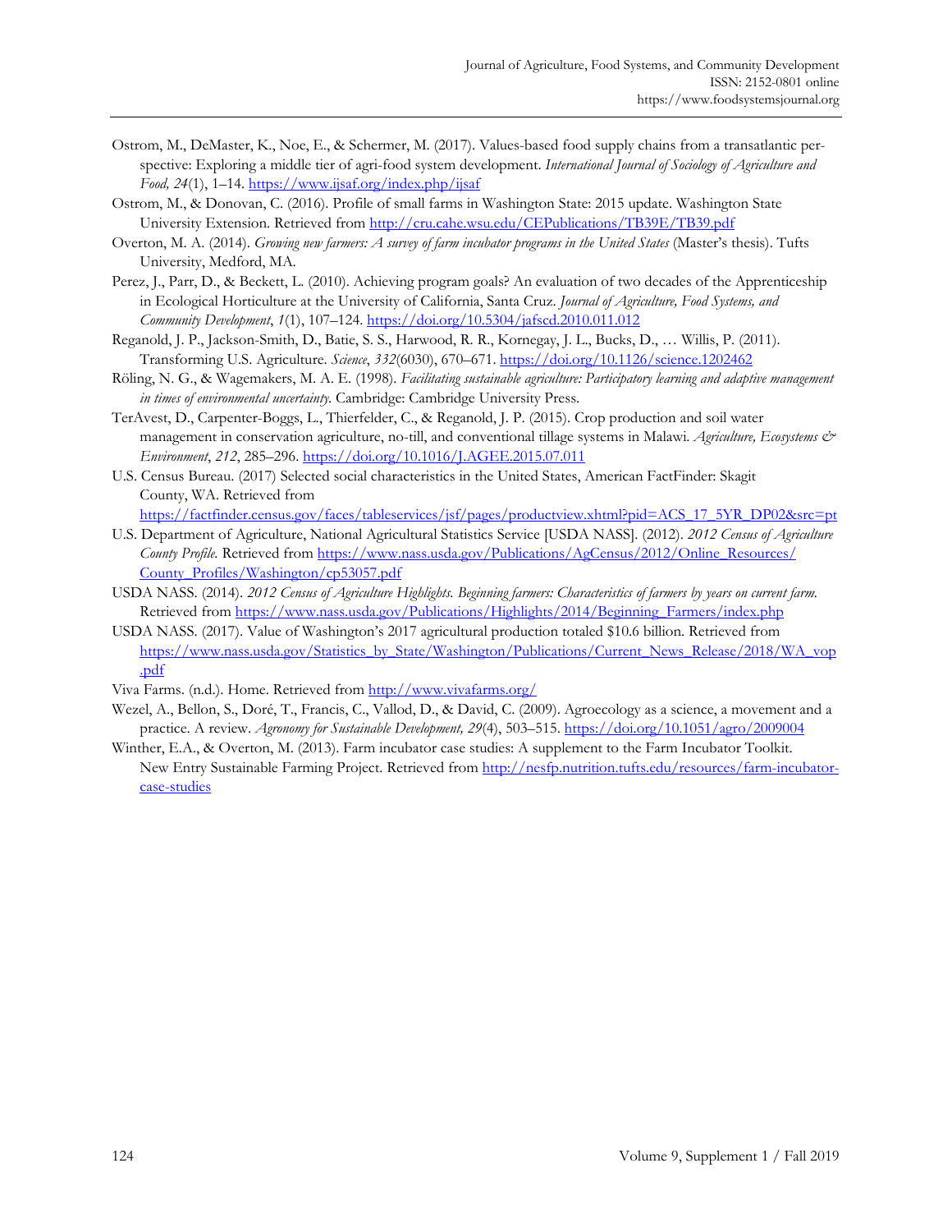Ostrom, M., DeMaster, K., Noe, E., & Schermer, M. (2017). Values-based food supply chains from a transatlantic perspective: Exploring a middle tier of agri-food system development. *International Journal of Sociology of Agriculture and Food, 24*(1), 1–14. https://www.ijsaf.org/index.php/ijsaf

Ostrom, M., & Donovan, C. (2016). Profile of small farms in Washington State: 2015 update. Washington State University Extension. Retrieved from http://cru.cahe.wsu.edu/CEPublications/TB39E/TB39.pdf

Overton, M. A. (2014). *Growing new farmers: A survey of farm incubator programs in the United States* (Master's thesis). Tufts University, Medford, MA.

Perez, J., Parr, D., & Beckett, L. (2010). Achieving program goals? An evaluation of two decades of the Apprenticeship in Ecological Horticulture at the University of California, Santa Cruz. *Journal of Agriculture, Food Systems, and Community Development*, *1*(1), 107–124. https://doi.org/10.5304/jafscd.2010.011.012

Reganold, J. P., Jackson-Smith, D., Batie, S. S., Harwood, R. R., Kornegay, J. L., Bucks, D., … Willis, P. (2011). Transforming U.S. Agriculture. *Science*, *332*(6030), 670–671. https://doi.org/10.1126/science.1202462

Röling, N. G., & Wagemakers, M. A. E. (1998). *Facilitating sustainable agriculture: Participatory learning and adaptive management in times of environmental uncertainty.* Cambridge: Cambridge University Press.

TerAvest, D., Carpenter-Boggs, L., Thierfelder, C., & Reganold, J. P. (2015). Crop production and soil water management in conservation agriculture, no-till, and conventional tillage systems in Malawi. *Agriculture, Ecosystems & Environment*, *212*, 285–296. https://doi.org/10.1016/J.AGEE.2015.07.011

U.S. Census Bureau. (2017) Selected social characteristics in the United States, American FactFinder: Skagit County, WA. Retrieved from https://factfinder.census.gov/faces/tableservices/jsf/pages/productview.xhtml?pid=ACS_17_5YR_DP02&src=pt

U.S. Department of Agriculture, National Agricultural Statistics Service [USDA NASS]. (2012). *2012 Census of Agriculture County Profile.* Retrieved from https://www.nass.usda.gov/Publications/AgCensus/2012/Online_Resources/County_Profiles/Washington/cp53057.pdf

USDA NASS. (2014). *2012 Census of Agriculture Highlights. Beginning farmers: Characteristics of farmers by years on current farm.* Retrieved from https://www.nass.usda.gov/Publications/Highlights/2014/Beginning_Farmers/index.php

USDA NASS. (2017). Value of Washington's 2017 agricultural production totaled $10.6 billion. Retrieved from https://www.nass.usda.gov/Statistics_by_State/Washington/Publications/Current_News_Release/2018/WA_vop.pdf

Viva Farms. (n.d.). Home. Retrieved from http://www.vivafarms.org/

Wezel, A., Bellon, S., Doré, T., Francis, C., Vallod, D., & David, C. (2009). Agroecology as a science, a movement and a practice. A review. *Agronomy for Sustainable Development, 29*(4), 503–515. https://doi.org/10.1051/agro/2009004

Winther, E.A., & Overton, M. (2013). Farm incubator case studies: A supplement to the Farm Incubator Toolkit. New Entry Sustainable Farming Project. Retrieved from http://nesfp.nutrition.tufts.edu/resources/farm-incubator-case-studies